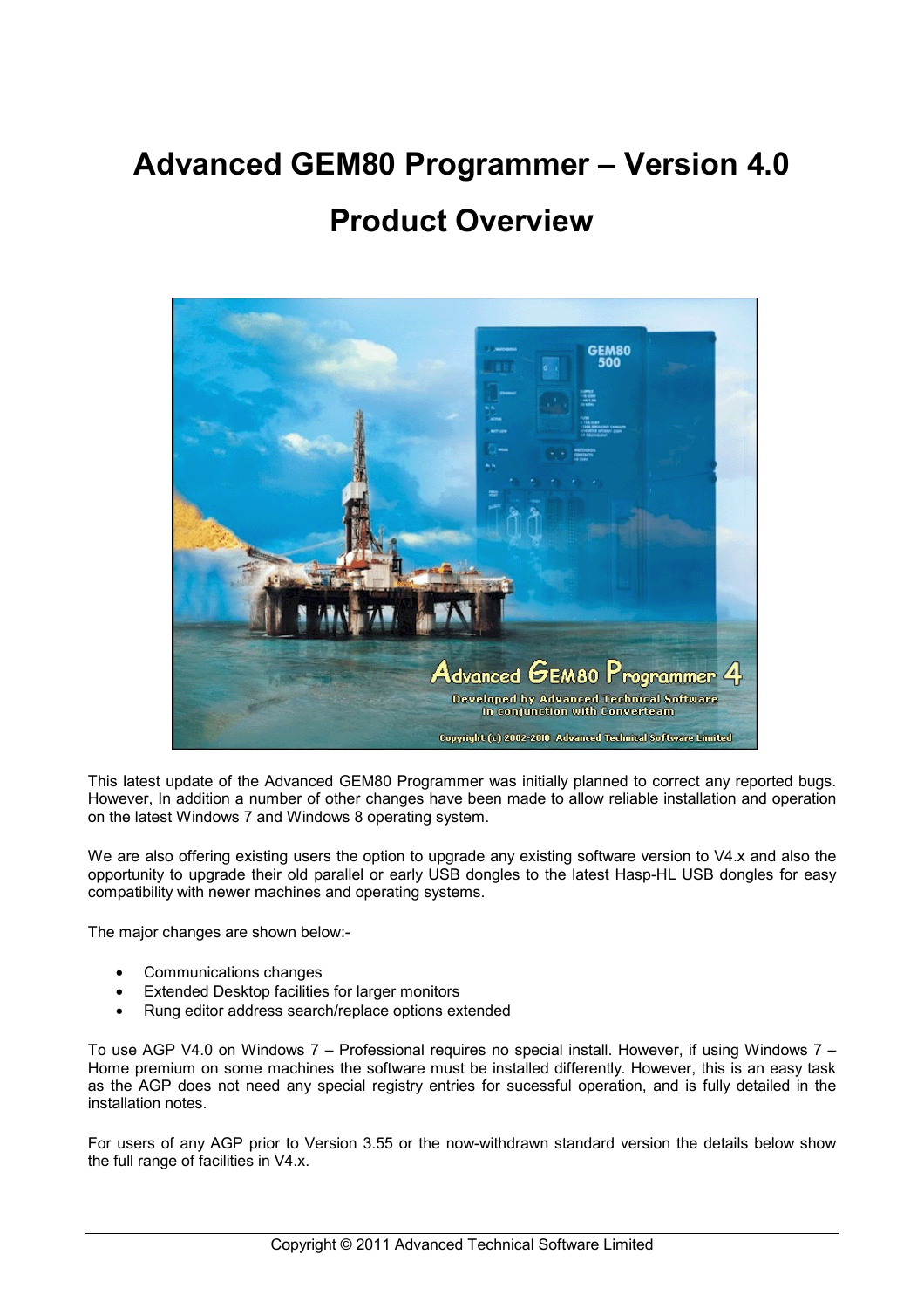# Advanced GEM80 Programmer – Version 4.0

# Product Overview

This latest update of the Advanced GEM80 Programmer was initially planned to correct any reported bugs. However, In addition a number of other changes have been made to allow reliable installation and operation on the latest Windows 7 and Windows 8 operating system.

We are also offering existing users the option to upgrade any existing software version to V4.x and also the opportunity to upgrade their old parallel or early USB dongles to the latest Hasp-HL USB dongles for easy compatibility with newer machines and operating systems.

The major changes are shown below:-

- Communications changes
- Extended Desktop facilities for larger monitors
- Rung editor address search/replace options extended

To use AGP V4.0 on Windows 7 – Professional requires no special install. However, if using Windows 7 – Home premium on some machines the software must be installed differently. However, this is an easy task as the AGP does not need any special registry entries for sucessful operation, and is fully detailed in the installation notes.

For users of any AGP prior to Version 3.55 or the now-withdrawn standard version the details below show the full range of facilities in V4.x.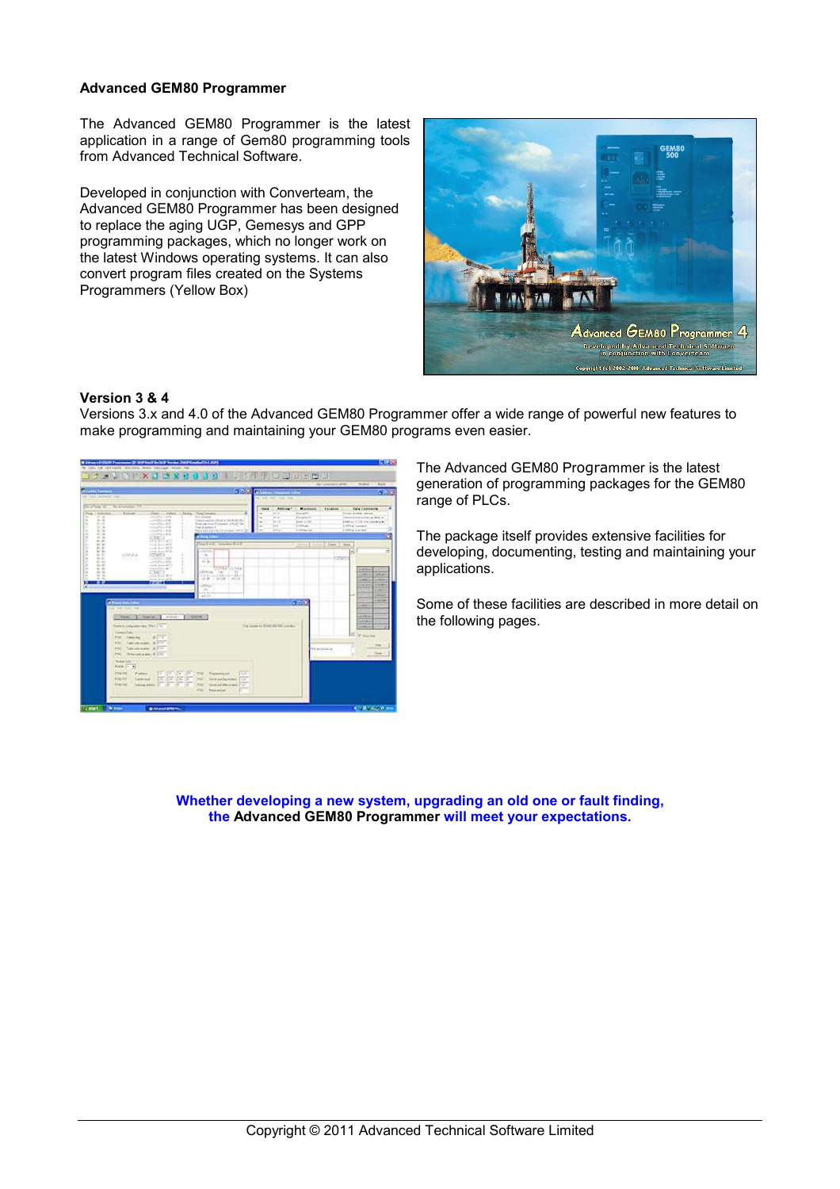**Advanced GEM80 Programmer**

The Advanced GEM80 Programmer is the latest application in a range of Gem80 programming tools from Advanced Technical Software.

Developed in conjunction with Converteam, the Advanced GEM80 Programmer has been designed to replace the aging UGP, Gemesys and GPP programming packages, which no longer work on the latest Windows operating systems. It can also convert program files created on the Systems Programmers (Yellow Box)

**Version 3 & 4**

Versions 3.x and 4.0 of the Advanced GEM80 Programmer offer a wide range of powerful new features to make programming and maintaining your GEM80 programs even easier.

The Advanced GEM80 Programmer is the latest generation of programming packages for the GEM80 range of PLCs.

The package itself provides extensive facilities for developing, documenting, testing and maintaining your applications.

Some of these facilities are described in more detail on the following pages.

**Whether developing a new system, upgrading an old one or fault finding, the Advanced GEM80 Programmer will meet your expectations.**

Copyright © 2011 Advanced Technical Software Limited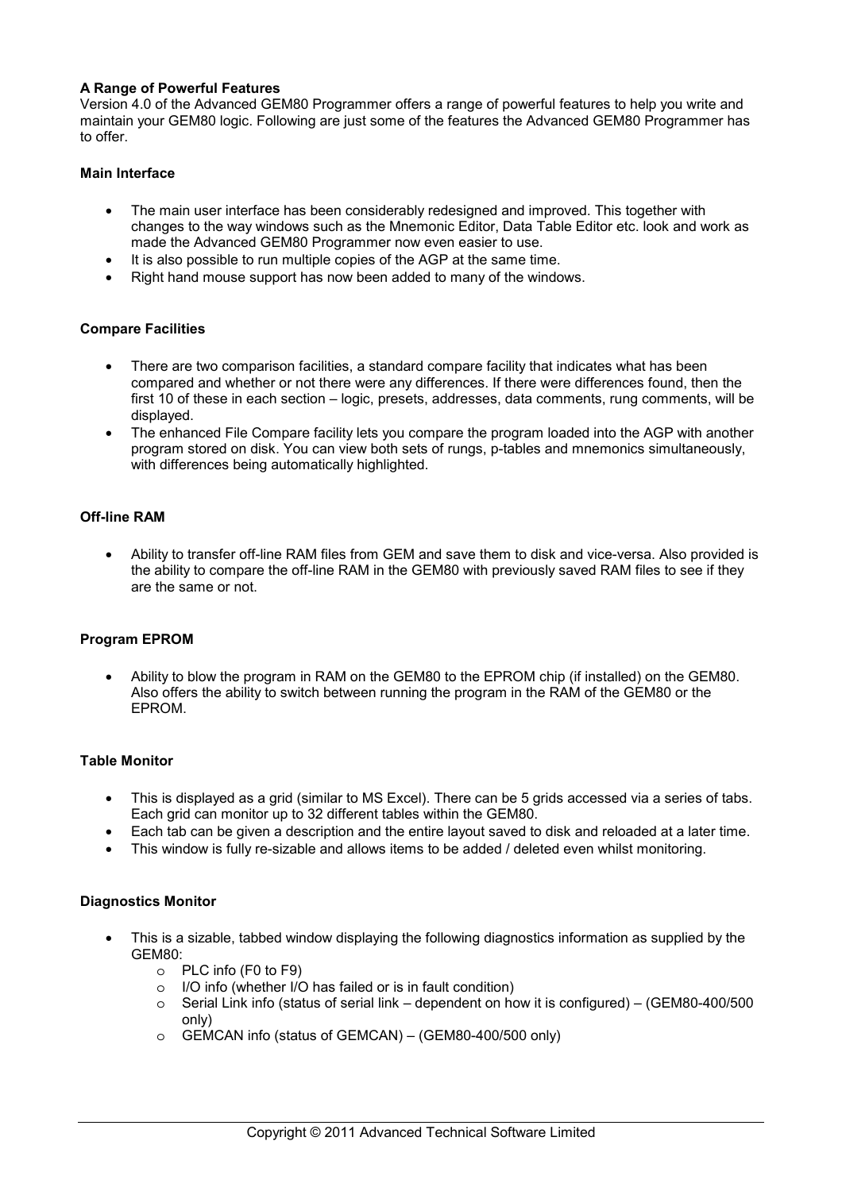**A Range of Powerful Features**

Version 4.0 of the Advanced GEM80 Programmer offers a range of powerful features to help you write and maintain your GEM80 logic. Following are just some of the features the Advanced GEM80 Programmer has to offer.

**Main Interface**

- The main user interface has been considerably redesigned and improved. This together with changes to the way windows such as the Mnemonic Editor, Data Table Editor etc. look and work as made the Advanced GEM80 Programmer now even easier to use.
- It is also possible to run multiple copies of the AGP at the same time.
- Right hand mouse support has now been added to many of the windows.

**Compare Facilities**

- There are two comparison facilities, a standard compare facility that indicates what has been compared and whether or not there were any differences. If there were differences found, then the first 10 of these in each section – logic, presets, addresses, data comments, rung comments, will be displayed.
- The enhanced File Compare facility lets you compare the program loaded into the AGP with another program stored on disk. You can view both sets of rungs, p-tables and mnemonics simultaneously, with differences being automatically highlighted.

**Off-line RAM**

- Ability to transfer off-line RAM files from GEM and save them to disk and vice-versa. Also provided is the ability to compare the off-line RAM in the GEM80 with previously saved RAM files to see if they are the same or not.

**Program EPROM**

- Ability to blow the program in RAM on the GEM80 to the EPROM chip (if installed) on the GEM80. Also offers the ability to switch between running the program in the RAM of the GEM80 or the EPROM.

**Table Monitor**

- This is displayed as a grid (similar to MS Excel). There can be 5 grids accessed via a series of tabs. Each grid can monitor up to 32 different tables within the GEM80.
- Each tab can be given a description and the entire layout saved to disk and reloaded at a later time.
- This window is fully re-sizable and allows items to be added / deleted even whilst monitoring.

**Diagnostics Monitor**

- This is a sizable, tabbed window displaying the following diagnostics information as supplied by the GEM80:
  - PLC info (F0 to F9)
  - I/O info (whether I/O has failed or is in fault condition)
  - Serial Link info (status of serial link – dependent on how it is configured) – (GEM80-400/500 only)
  - GEMCAN info (status of GEMCAN) – (GEM80-400/500 only)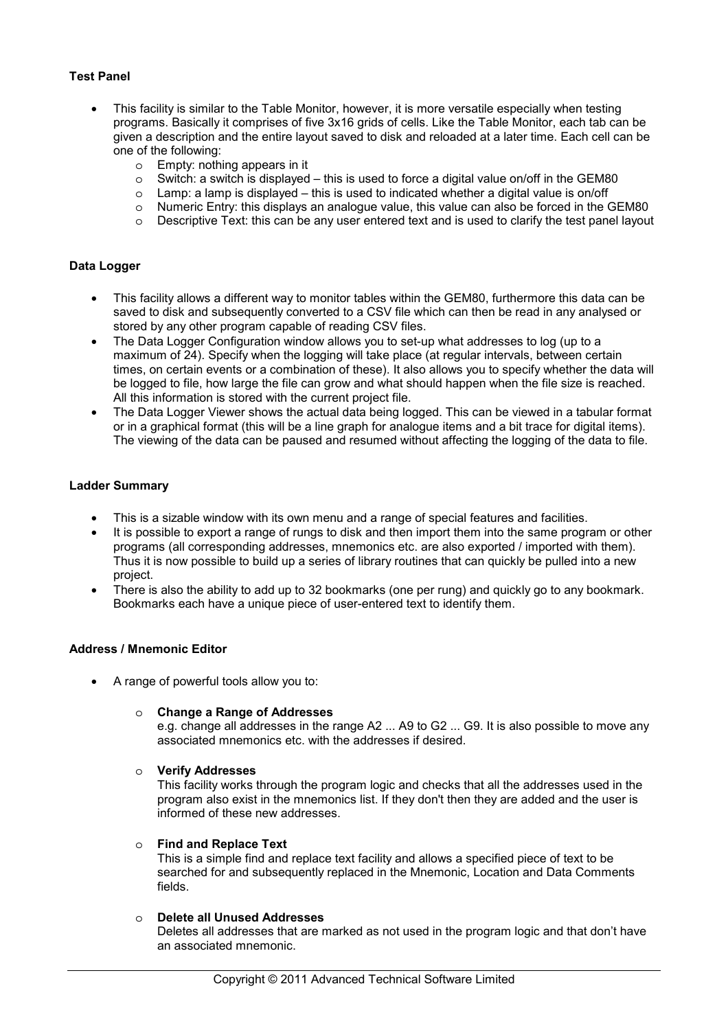**Test Panel**

- This facility is similar to the Table Monitor, however, it is more versatile especially when testing programs. Basically it comprises of five 3x16 grids of cells. Like the Table Monitor, each tab can be given a description and the entire layout saved to disk and reloaded at a later time. Each cell can be one of the following:
  - Empty: nothing appears in it
  - Switch: a switch is displayed – this is used to force a digital value on/off in the GEM80
  - Lamp: a lamp is displayed – this is used to indicated whether a digital value is on/off
  - Numeric Entry: this displays an analogue value, this value can also be forced in the GEM80
  - Descriptive Text: this can be any user entered text and is used to clarify the test panel layout

**Data Logger**

- This facility allows a different way to monitor tables within the GEM80, furthermore this data can be saved to disk and subsequently converted to a CSV file which can then be read in any analysed or stored by any other program capable of reading CSV files.
- The Data Logger Configuration window allows you to set-up what addresses to log (up to a maximum of 24). Specify when the logging will take place (at regular intervals, between certain times, on certain events or a combination of these). It also allows you to specify whether the data will be logged to file, how large the file can grow and what should happen when the file size is reached. All this information is stored with the current project file.
- The Data Logger Viewer shows the actual data being logged. This can be viewed in a tabular format or in a graphical format (this will be a line graph for analogue items and a bit trace for digital items). The viewing of the data can be paused and resumed without affecting the logging of the data to file.

**Ladder Summary**

- This is a sizable window with its own menu and a range of special features and facilities.
- It is possible to export a range of rungs to disk and then import them into the same program or other programs (all corresponding addresses, mnemonics etc. are also exported / imported with them). Thus it is now possible to build up a series of library routines that can quickly be pulled into a new project.
- There is also the ability to add up to 32 bookmarks (one per rung) and quickly go to any bookmark. Bookmarks each have a unique piece of user-entered text to identify them.

**Address / Mnemonic Editor**

- A range of powerful tools allow you to:
  - **Change a Range of Addresses**
    e.g. change all addresses in the range A2 ... A9 to G2 ... G9. It is also possible to move any associated mnemonics etc. with the addresses if desired.
  - **Verify Addresses**
    This facility works through the program logic and checks that all the addresses used in the program also exist in the mnemonics list. If they don't then they are added and the user is informed of these new addresses.
  - **Find and Replace Text**
    This is a simple find and replace text facility and allows a specified piece of text to be searched for and subsequently replaced in the Mnemonic, Location and Data Comments fields.
  - **Delete all Unused Addresses**
    Deletes all addresses that are marked as not used in the program logic and that don't have an associated mnemonic.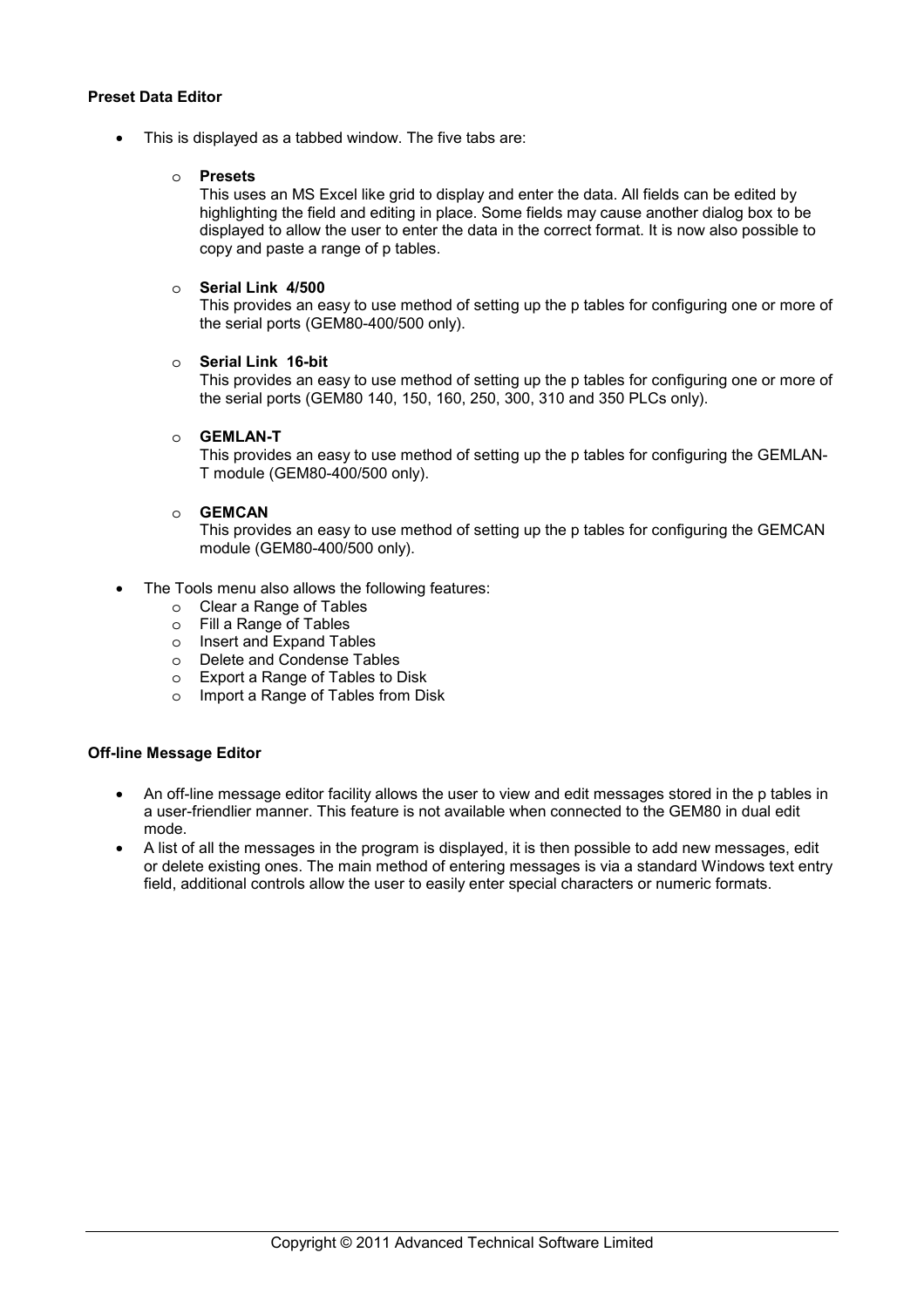**Preset Data Editor**

- This is displayed as a tabbed window. The five tabs are:
  - **Presets**
    This uses an MS Excel like grid to display and enter the data. All fields can be edited by highlighting the field and editing in place. Some fields may cause another dialog box to be displayed to allow the user to enter the data in the correct format. It is now also possible to copy and paste a range of p tables.
  - **Serial Link 4/500**
    This provides an easy to use method of setting up the p tables for configuring one or more of the serial ports (GEM80-400/500 only).
  - **Serial Link 16-bit**
    This provides an easy to use method of setting up the p tables for configuring one or more of the serial ports (GEM80 140, 150, 160, 250, 300, 310 and 350 PLCs only).
  - **GEMLAN-T**
    This provides an easy to use method of setting up the p tables for configuring the GEMLAN-T module (GEM80-400/500 only).
  - **GEMCAN**
    This provides an easy to use method of setting up the p tables for configuring the GEMCAN module (GEM80-400/500 only).
- The Tools menu also allows the following features:
  - Clear a Range of Tables
  - Fill a Range of Tables
  - Insert and Expand Tables
  - Delete and Condense Tables
  - Export a Range of Tables to Disk
  - Import a Range of Tables from Disk

**Off-line Message Editor**

- An off-line message editor facility allows the user to view and edit messages stored in the p tables in a user-friendlier manner. This feature is not available when connected to the GEM80 in dual edit mode.
- A list of all the messages in the program is displayed, it is then possible to add new messages, edit or delete existing ones. The main method of entering messages is via a standard Windows text entry field, additional controls allow the user to easily enter special characters or numeric formats.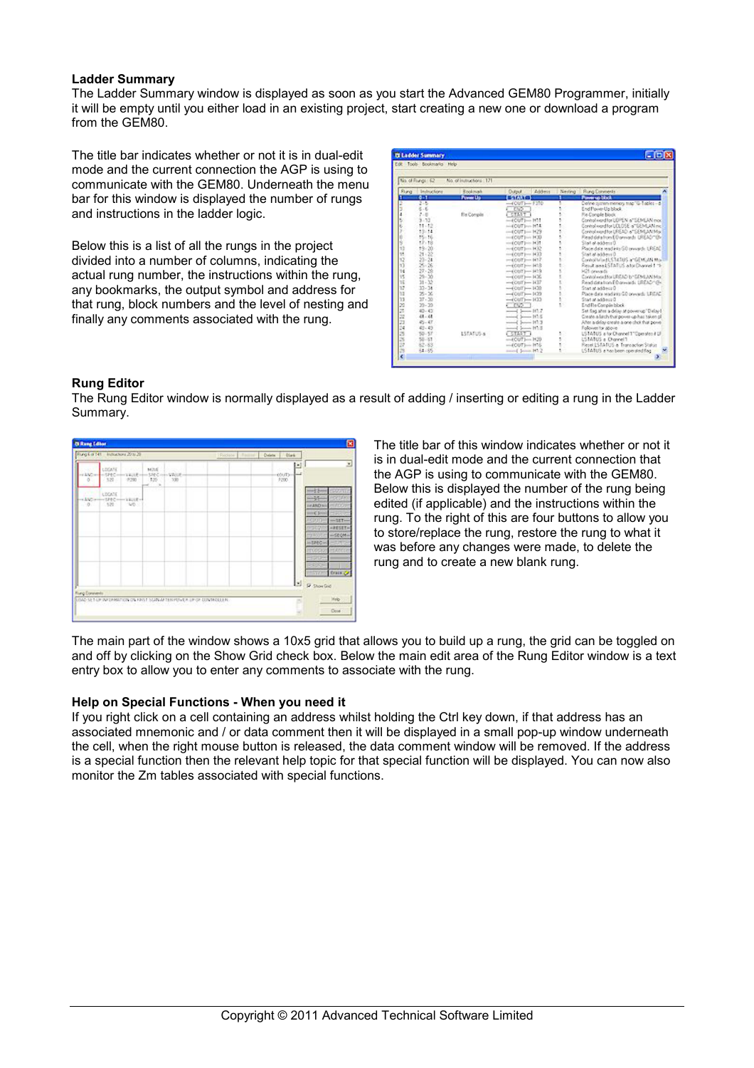**Ladder Summary**

The Ladder Summary window is displayed as soon as you start the Advanced GEM80 Programmer, initially it will be empty until you either load in an existing project, start creating a new one or download a program from the GEM80.

The title bar indicates whether or not it is in dual-edit mode and the current connection the AGP is using to communicate with the GEM80. Underneath the menu bar for this window is displayed the number of rungs and instructions in the ladder logic.

Below this is a list of all the rungs in the project divided into a number of columns, indicating the actual rung number, the instructions within the rung, any bookmarks, the output symbol and address for that rung, block numbers and the level of nesting and finally any comments associated with the rung.

**Rung Editor**

The Rung Editor window is normally displayed as a result of adding / inserting or editing a rung in the Ladder Summary.

The title bar of this window indicates whether or not it is in dual-edit mode and the current connection that the AGP is using to communicate with the GEM80. Below this is displayed the number of the rung being edited (if applicable) and the instructions within the rung. To the right of this are four buttons to allow you to store/replace the rung, restore the rung to what it was before any changes were made, to delete the rung and to create a new blank rung.

The main part of the window shows a 10x5 grid that allows you to build up a rung, the grid can be toggled on and off by clicking on the Show Grid check box. Below the main edit area of the Rung Editor window is a text entry box to allow you to enter any comments to associate with the rung.

**Help on Special Functions - When you need it**

If you right click on a cell containing an address whilst holding the Ctrl key down, if that address has an associated mnemonic and / or data comment then it will be displayed in a small pop-up window underneath the cell, when the right mouse button is released, the data comment window will be removed. If the address is a special function then the relevant help topic for that special function will be displayed. You can now also monitor the Zm tables associated with special functions.

Copyright © 2011 Advanced Technical Software Limited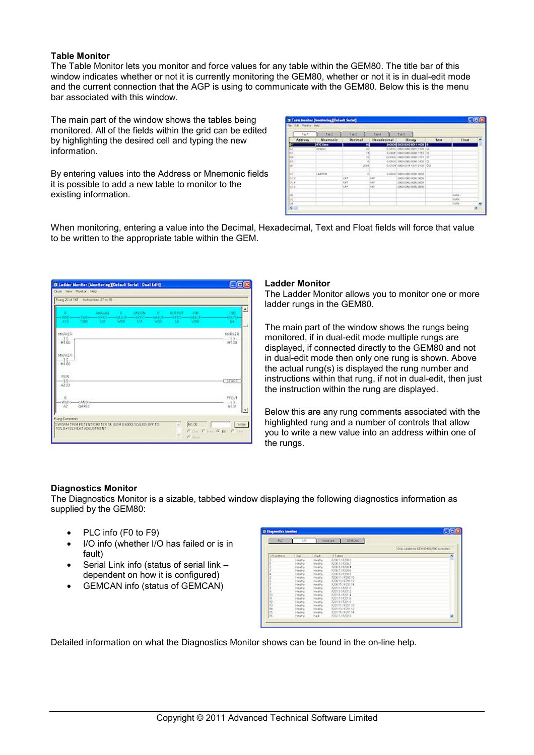### Table Monitor

The Table Monitor lets you monitor and force values for any table within the GEM80. The title bar of this window indicates whether or not it is currently monitoring the GEM80, whether or not it is in dual-edit mode and the current connection that the AGP is using to communicate with the GEM80. Below this is the menu bar associated with this window.

The main part of the window shows the tables being monitored. All of the fields within the grid can be edited by highlighting the desired cell and typing the new information.

By entering values into the Address or Mnemonic fields it is possible to add a new table to monitor to the existing information.

When monitoring, entering a value into the Decimal, Hexadecimal, Text and Float fields will force that value to be written to the appropriate table within the GEM.

### Ladder Monitor

The Ladder Monitor allows you to monitor one or more ladder rungs in the GEM80.

The main part of the window shows the rungs being monitored, if in dual-edit mode multiple rungs are displayed, if connected directly to the GEM80 and not in dual-edit mode then only one rung is shown. Above the actual rung(s) is displayed the rung number and instructions within that rung, if not in dual-edit, then just the instruction within the rung are displayed.

Below this are any rung comments associated with the highlighted rung and a number of controls that allow you to write a new value into an address within one of the rungs.

### Diagnostics Monitor

The Diagnostics Monitor is a sizable, tabbed window displaying the following diagnostics information as supplied by the GEM80:

- PLC info (F0 to F9)
- I/O info (whether I/O has failed or is in fault)
- Serial Link info (status of serial link – dependent on how it is configured)
- GEMCAN info (status of GEMCAN)

Detailed information on what the Diagnostics Monitor shows can be found in the on-line help.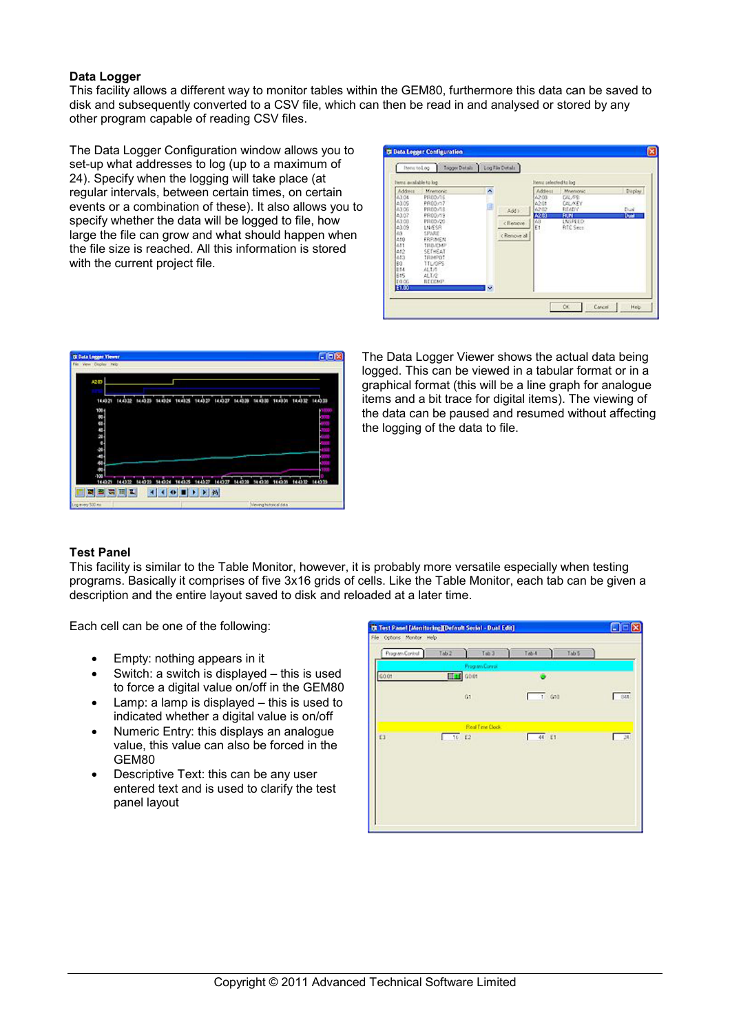**Data Logger**

This facility allows a different way to monitor tables within the GEM80, furthermore this data can be saved to disk and subsequently converted to a CSV file, which can then be read in and analysed or stored by any other program capable of reading CSV files.

The Data Logger Configuration window allows you to set-up what addresses to log (up to a maximum of 24). Specify when the logging will take place (at regular intervals, between certain times, on certain events or a combination of these). It also allows you to specify whether the data will be logged to file, how large the file can grow and what should happen when the file size is reached. All this information is stored with the current project file.

The Data Logger Viewer shows the actual data being logged. This can be viewed in a tabular format or in a graphical format (this will be a line graph for analogue items and a bit trace for digital items). The viewing of the data can be paused and resumed without affecting the logging of the data to file.

**Test Panel**

This facility is similar to the Table Monitor, however, it is probably more versatile especially when testing programs. Basically it comprises of five 3x16 grids of cells. Like the Table Monitor, each tab can be given a description and the entire layout saved to disk and reloaded at a later time.

Each cell can be one of the following:

- Empty: nothing appears in it
- Switch: a switch is displayed – this is used to force a digital value on/off in the GEM80
- Lamp: a lamp is displayed – this is used to indicated whether a digital value is on/off
- Numeric Entry: this displays an analogue value, this value can also be forced in the GEM80
- Descriptive Text: this can be any user entered text and is used to clarify the test panel layout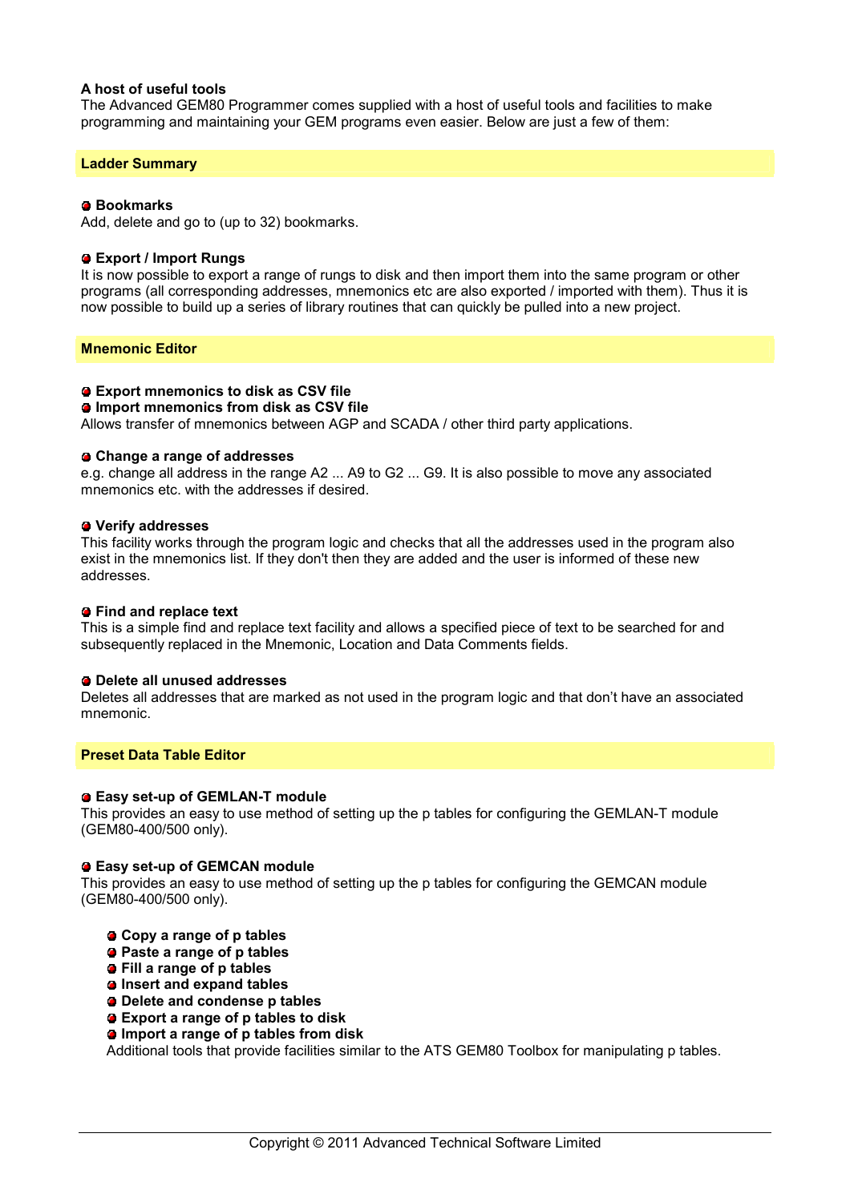**A host of useful tools**

The Advanced GEM80 Programmer comes supplied with a host of useful tools and facilities to make programming and maintaining your GEM programs even easier. Below are just a few of them:

## Ladder Summary

- **Bookmarks**

Add, delete and go to (up to 32) bookmarks.

- **Export / Import Rungs**

It is now possible to export a range of rungs to disk and then import them into the same program or other programs (all corresponding addresses, mnemonics etc are also exported / imported with them). Thus it is now possible to build up a series of library routines that can quickly be pulled into a new project.

## Mnemonic Editor

- **Export mnemonics to disk as CSV file**
- **Import mnemonics from disk as CSV file**

Allows transfer of mnemonics between AGP and SCADA / other third party applications.

- **Change a range of addresses**

e.g. change all address in the range A2 ... A9 to G2 ... G9. It is also possible to move any associated mnemonics etc. with the addresses if desired.

- **Verify addresses**

This facility works through the program logic and checks that all the addresses used in the program also exist in the mnemonics list. If they don't then they are added and the user is informed of these new addresses.

- **Find and replace text**

This is a simple find and replace text facility and allows a specified piece of text to be searched for and subsequently replaced in the Mnemonic, Location and Data Comments fields.

- **Delete all unused addresses**

Deletes all addresses that are marked as not used in the program logic and that don't have an associated mnemonic.

## Preset Data Table Editor

- **Easy set-up of GEMLAN-T module**

This provides an easy to use method of setting up the p tables for configuring the GEMLAN-T module (GEM80-400/500 only).

- **Easy set-up of GEMCAN module**

This provides an easy to use method of setting up the p tables for configuring the GEMCAN module (GEM80-400/500 only).

- **Copy a range of p tables**
- **Paste a range of p tables**
- **Fill a range of p tables**
- **Insert and expand tables**
- **Delete and condense p tables**
- **Export a range of p tables to disk**
- **Import a range of p tables from disk**

Additional tools that provide facilities similar to the ATS GEM80 Toolbox for manipulating p tables.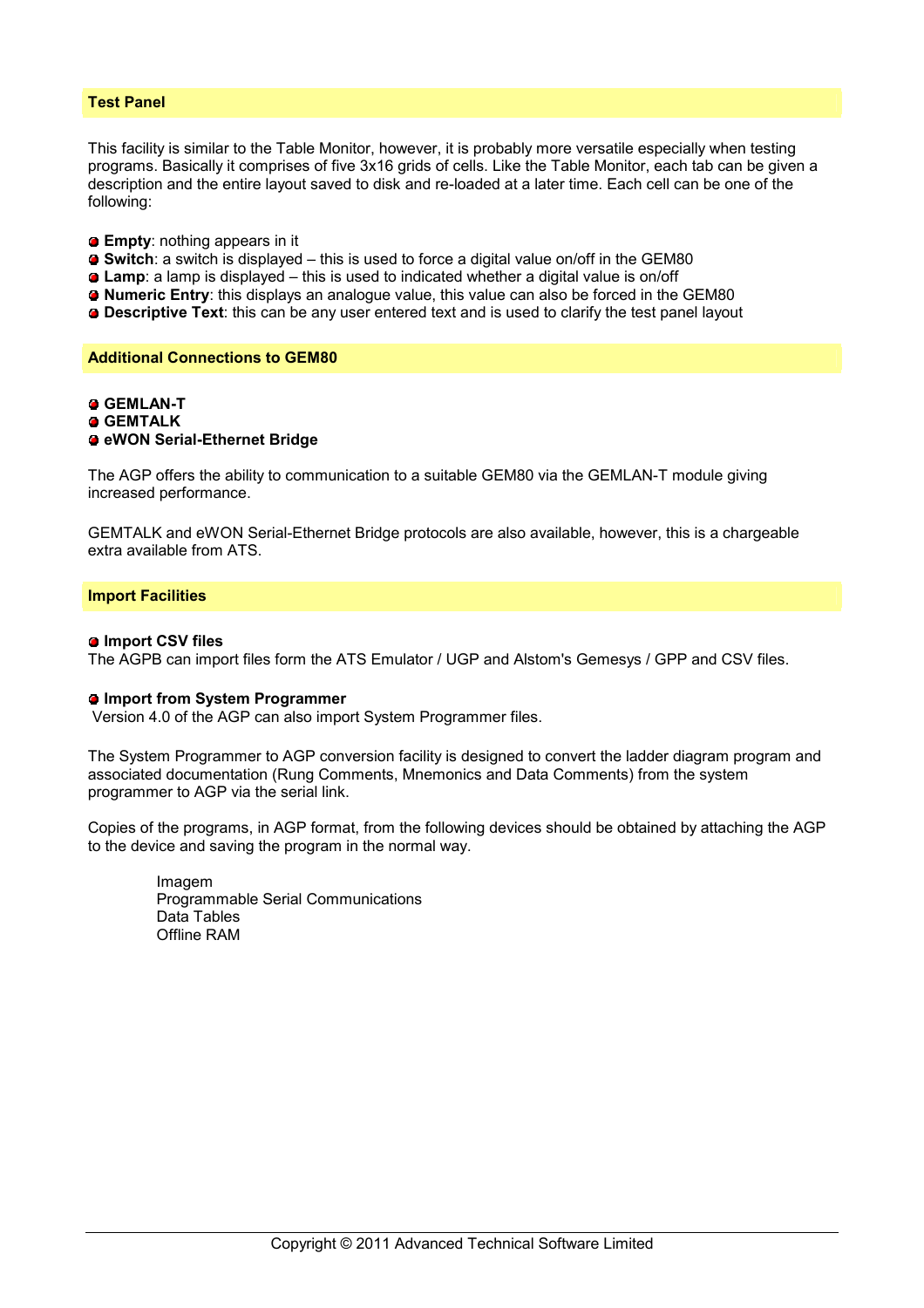## Test Panel

This facility is similar to the Table Monitor, however, it is probably more versatile especially when testing programs. Basically it comprises of five 3x16 grids of cells. Like the Table Monitor, each tab can be given a description and the entire layout saved to disk and re-loaded at a later time. Each cell can be one of the following:

- **Empty**: nothing appears in it
- **Switch**: a switch is displayed – this is used to force a digital value on/off in the GEM80
- **Lamp**: a lamp is displayed – this is used to indicated whether a digital value is on/off
- **Numeric Entry**: this displays an analogue value, this value can also be forced in the GEM80
- **Descriptive Text**: this can be any user entered text and is used to clarify the test panel layout

## Additional Connections to GEM80

- **GEMLAN-T**
- **GEMTALK**
- **eWON Serial-Ethernet Bridge**

The AGP offers the ability to communication to a suitable GEM80 via the GEMLAN-T module giving increased performance.

GEMTALK and eWON Serial-Ethernet Bridge protocols are also available, however, this is a chargeable extra available from ATS.

## Import Facilities

- **Import CSV files**

The AGPB can import files form the ATS Emulator / UGP and Alstom's Gemesys / GPP and CSV files.

- **Import from System Programmer**

Version 4.0 of the AGP can also import System Programmer files.

The System Programmer to AGP conversion facility is designed to convert the ladder diagram program and associated documentation (Rung Comments, Mnemonics and Data Comments) from the system programmer to AGP via the serial link.

Copies of the programs, in AGP format, from the following devices should be obtained by attaching the AGP to the device and saving the program in the normal way.

Imagem
Programmable Serial Communications
Data Tables
Offline RAM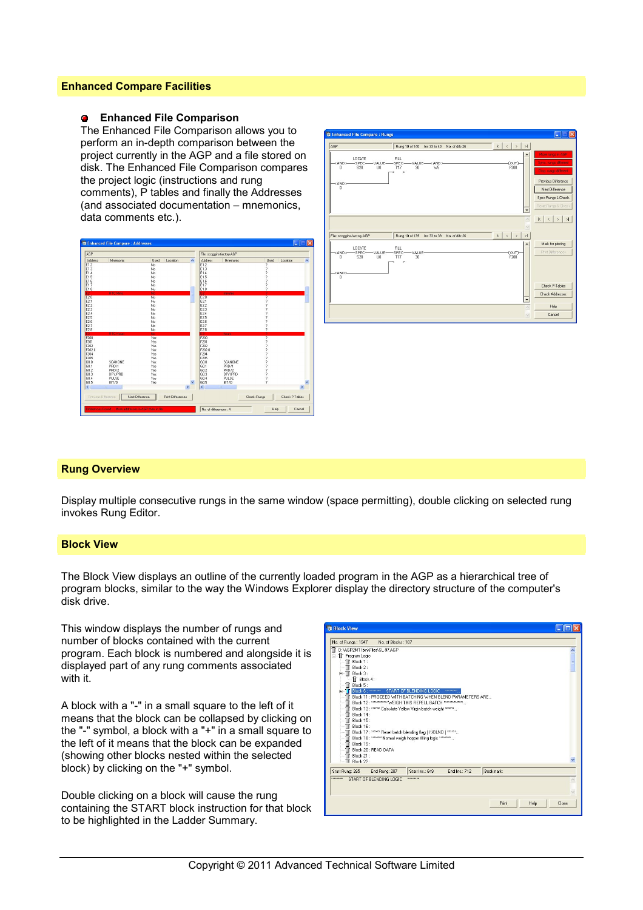## Enhanced Compare Facilities

### Enhanced File Comparison

The Enhanced File Comparison allows you to perform an in-depth comparison between the project currently in the AGP and a file stored on disk. The Enhanced File Comparison compares the project logic (instructions and rung comments), P tables and finally the Addresses (and associated documentation – mnemonics, data comments etc.).

## Rung Overview

Display multiple consecutive rungs in the same window (space permitting), double clicking on selected rung invokes Rung Editor.

## Block View

The Block View displays an outline of the currently loaded program in the AGP as a hierarchical tree of program blocks, similar to the way the Windows Explorer display the directory structure of the computer's disk drive.

This window displays the number of rungs and number of blocks contained with the current program. Each block is numbered and alongside it is displayed part of any rung comments associated with it.

A block with a "-" in a small square to the left of it means that the block can be collapsed by clicking on the "-" symbol, a block with a "+" in a small square to the left of it means that the block can be expanded (showing other blocks nested within the selected block) by clicking on the "+" symbol.

Double clicking on a block will cause the rung containing the START block instruction for that block to be highlighted in the Ladder Summary.

Copyright © 2011 Advanced Technical Software Limited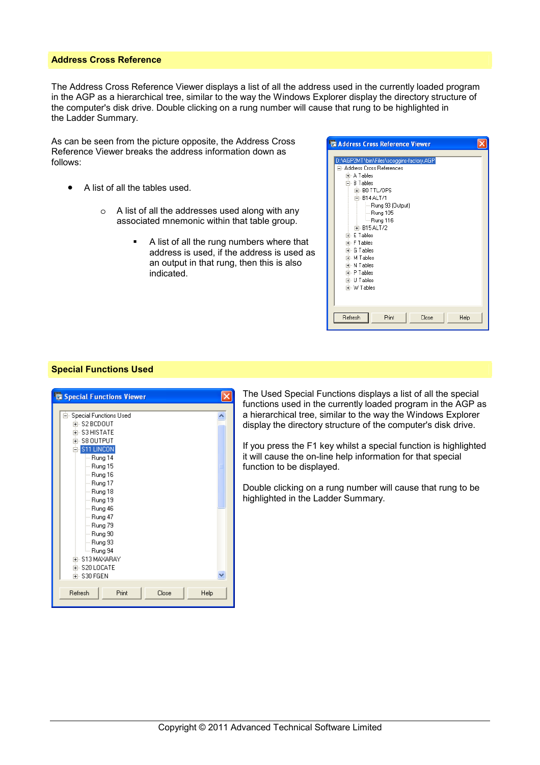## Address Cross Reference

The Address Cross Reference Viewer displays a list of all the address used in the currently loaded program in the AGP as a hierarchical tree, similar to the way the Windows Explorer display the directory structure of the computer's disk drive. Double clicking on a rung number will cause that rung to be highlighted in the Ladder Summary.

As can be seen from the picture opposite, the Address Cross Reference Viewer breaks the address information down as follows:

- A list of all the tables used.
  - A list of all the addresses used along with any associated mnemonic within that table group.
    - A list of all the rung numbers where that address is used, if the address is used as an output in that rung, then this is also indicated.

## Special Functions Used

The Used Special Functions displays a list of all the special functions used in the currently loaded program in the AGP as a hierarchical tree, similar to the way the Windows Explorer display the directory structure of the computer's disk drive.

If you press the F1 key whilst a special function is highlighted it will cause the on-line help information for that special function to be displayed.

Double clicking on a rung number will cause that rung to be highlighted in the Ladder Summary.

Copyright © 2011 Advanced Technical Software Limited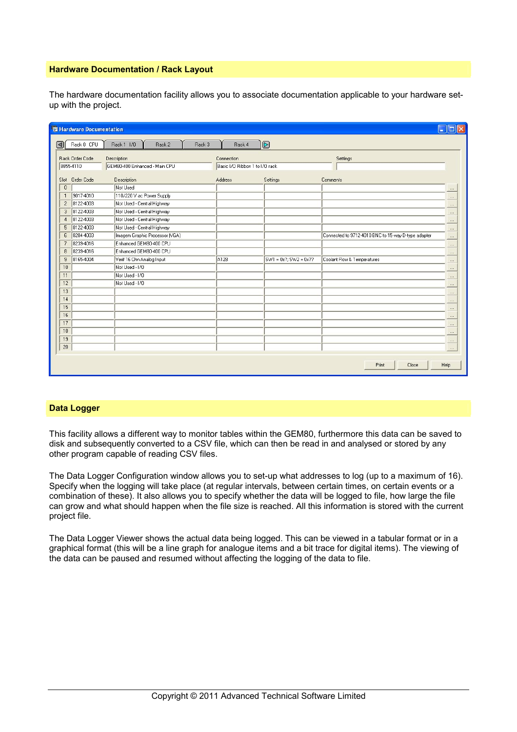## Hardware Documentation / Rack Layout

The hardware documentation facility allows you to associate documentation applicable to your hardware set-up with the project.

**Hardware Documentation**

Rack 0 CPU | Rack 1 I/O | Rack 2 | Rack 3 | Rack 4

| Rack Order Code | Description | Connection | Settings |
|---|---|---|---|
| 8855-4110 | GEM80-400 Enhanced - Main CPU | Basic I/O Ribbon 1 to I/O rack | |

| Slot | Order Code | Description | Address | Settings | Comments |
|---|---|---|---|---|---|
| 0 | | Not Used | | | |
| 1 | 9017-4010 | 110/220 V ac Power Supply | | | |
| 2 | 8122-4003 | Not Used - Central Highway | | | |
| 3 | 8122-4003 | Not Used - Central Highway | | | |
| 4 | 8122-4003 | Not Used - Central Highway | | | |
| 5 | 8122-4003 | Not Used - Central Highway | | | |
| 6 | 8204-4003 | Imagem Graphic Processor (VGA) | | | Connected to 9712-4010 BNC to 15-way D-type adapter |
| 7 | 8239-4016 | Enhanced GEM80-400 CPU | | | |
| 8 | 8239-4016 | Enhanced GEM80-400 CPU | | | |
| 9 | 8165-4004 | Venf 16 Chn Analog Input | A128 | SW1 = 0x7; SW2 = 0x77 | Coolant Flow & Temperatures |
| 10 | | Not Used - I/O | | | |
| 11 | | Not Used - I/O | | | |
| 12 | | Not Used - I/O | | | |
| 13 | | | | | |
| 14 | | | | | |
| 15 | | | | | |
| 16 | | | | | |
| 17 | | | | | |
| 18 | | | | | |
| 19 | | | | | |
| 20 | | | | | |

Print | Close | Help

## Data Logger

This facility allows a different way to monitor tables within the GEM80, furthermore this data can be saved to disk and subsequently converted to a CSV file, which can then be read in and analysed or stored by any other program capable of reading CSV files.

The Data Logger Configuration window allows you to set-up what addresses to log (up to a maximum of 16). Specify when the logging will take place (at regular intervals, between certain times, on certain events or a combination of these). It also allows you to specify whether the data will be logged to file, how large the file can grow and what should happen when the file size is reached. All this information is stored with the current project file.

The Data Logger Viewer shows the actual data being logged. This can be viewed in a tabular format or in a graphical format (this will be a line graph for analogue items and a bit trace for digital items). The viewing of the data can be paused and resumed without affecting the logging of the data to file.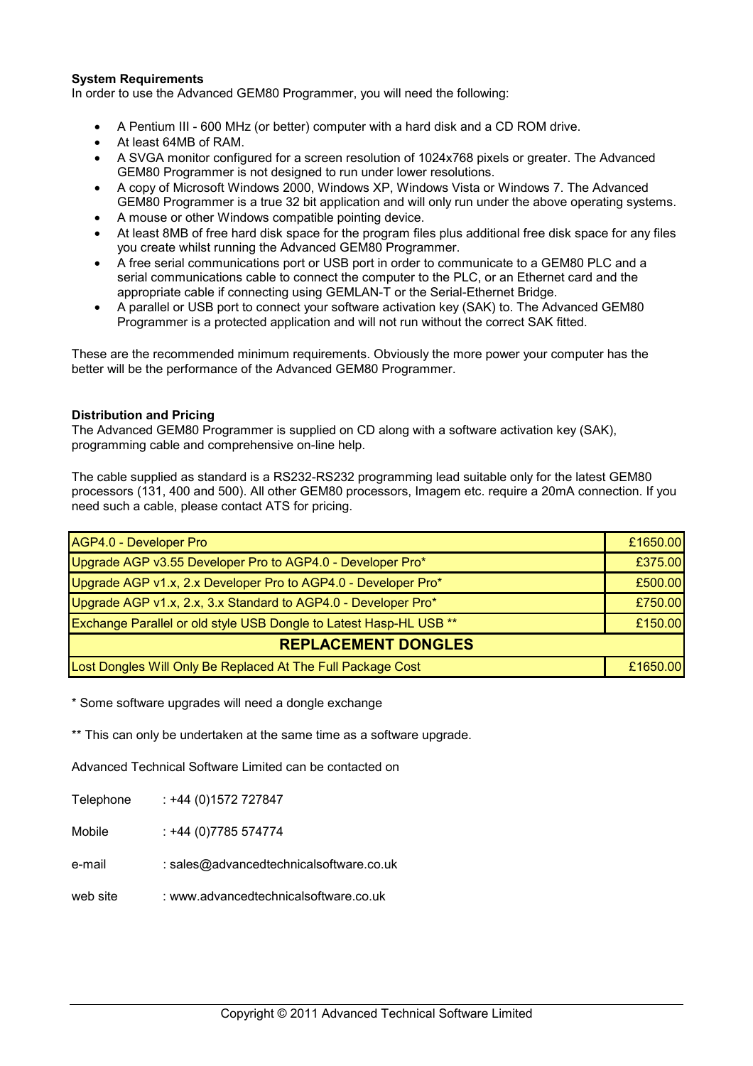**System Requirements**
In order to use the Advanced GEM80 Programmer, you will need the following:

- A Pentium III - 600 MHz (or better) computer with a hard disk and a CD ROM drive.
- At least 64MB of RAM.
- A SVGA monitor configured for a screen resolution of 1024x768 pixels or greater. The Advanced GEM80 Programmer is not designed to run under lower resolutions.
- A copy of Microsoft Windows 2000, Windows XP, Windows Vista or Windows 7. The Advanced GEM80 Programmer is a true 32 bit application and will only run under the above operating systems.
- A mouse or other Windows compatible pointing device.
- At least 8MB of free hard disk space for the program files plus additional free disk space for any files you create whilst running the Advanced GEM80 Programmer.
- A free serial communications port or USB port in order to communicate to a GEM80 PLC and a serial communications cable to connect the computer to the PLC, or an Ethernet card and the appropriate cable if connecting using GEMLAN-T or the Serial-Ethernet Bridge.
- A parallel or USB port to connect your software activation key (SAK) to. The Advanced GEM80 Programmer is a protected application and will not run without the correct SAK fitted.

These are the recommended minimum requirements. Obviously the more power your computer has the better will be the performance of the Advanced GEM80 Programmer.

**Distribution and Pricing**
The Advanced GEM80 Programmer is supplied on CD along with a software activation key (SAK), programming cable and comprehensive on-line help.

The cable supplied as standard is a RS232-RS232 programming lead suitable only for the latest GEM80 processors (131, 400 and 500). All other GEM80 processors, Imagem etc. require a 20mA connection. If you need such a cable, please contact ATS for pricing.

| | |
|---|---|
| AGP4.0 - Developer Pro | £1650.00 |
| Upgrade AGP v3.55 Developer Pro to AGP4.0 - Developer Pro* | £375.00 |
| Upgrade AGP v1.x, 2.x Developer Pro to AGP4.0 - Developer Pro* | £500.00 |
| Upgrade AGP v1.x, 2.x, 3.x Standard to AGP4.0 - Developer Pro* | £750.00 |
| Exchange Parallel or old style USB Dongle to Latest Hasp-HL USB ** | £150.00 |
| **REPLACEMENT DONGLES** | |
| Lost Dongles Will Only Be Replaced At The Full Package Cost | £1650.00 |

* Some software upgrades will need a dongle exchange

** This can only be undertaken at the same time as a software upgrade.

Advanced Technical Software Limited can be contacted on

Telephone : +44 (0)1572 727847

Mobile : +44 (0)7785 574774

e-mail : sales@advancedtechnicalsoftware.co.uk

web site : www.advancedtechnicalsoftware.co.uk